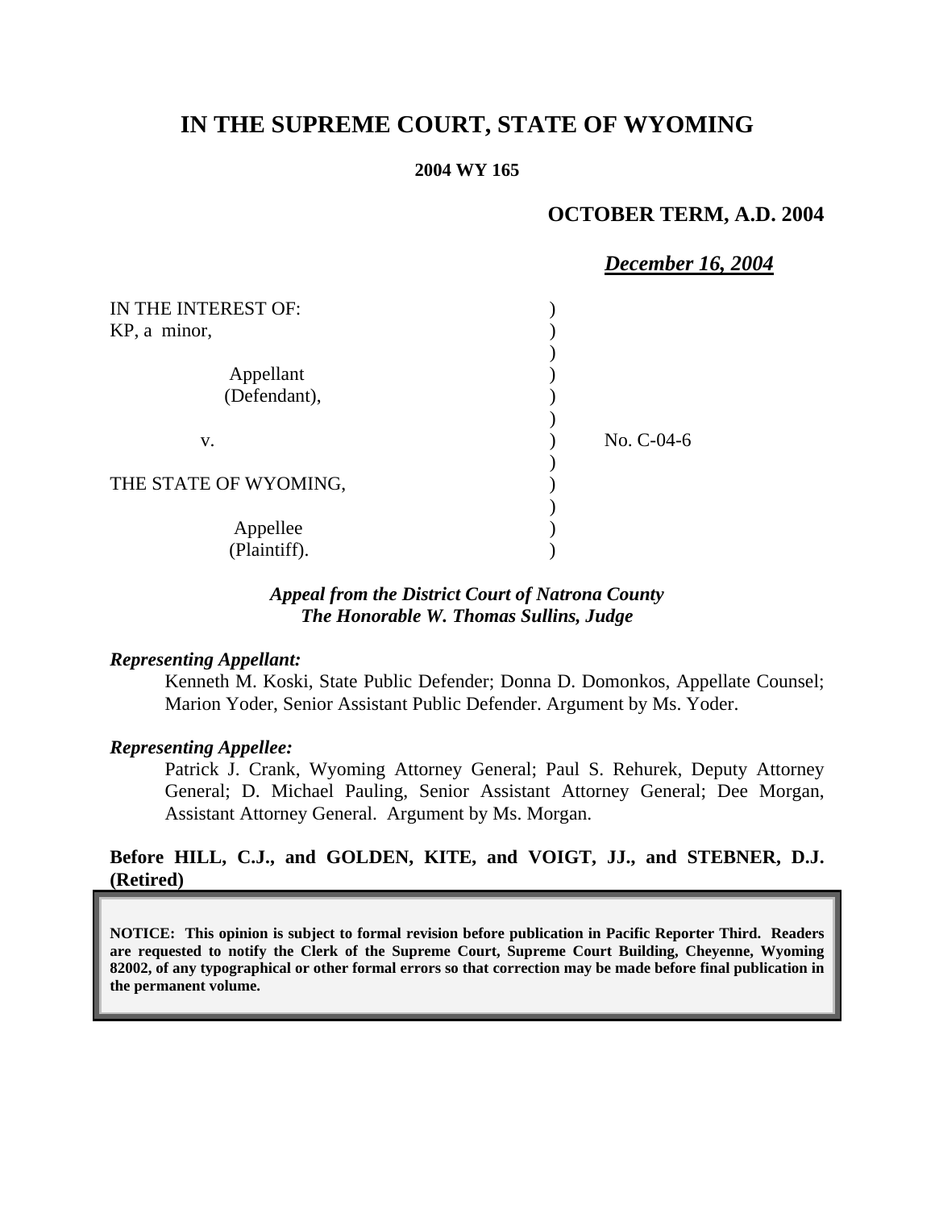# IN THE SUPREME COURT, STATE OF WYOMING

**2004 WY 165**

**OCTOBER TERM, A.D. 2004**

***December 16, 2004***

| | | |
|---|---|---|
| IN THE INTEREST OF:<br>KP, a minor,<br><br>Appellant<br>(Defendant),<br><br>v.<br><br>THE STATE OF WYOMING,<br><br>Appellee<br>(Plaintiff). | ) | No. C-04-6 |

***Appeal from the District Court of Natrona County***
***The Honorable W. Thomas Sullins, Judge***

***Representing Appellant:***

Kenneth M. Koski, State Public Defender; Donna D. Domonkos, Appellate Counsel; Marion Yoder, Senior Assistant Public Defender. Argument by Ms. Yoder.

***Representing Appellee:***

Patrick J. Crank, Wyoming Attorney General; Paul S. Rehurek, Deputy Attorney General; D. Michael Pauling, Senior Assistant Attorney General; Dee Morgan, Assistant Attorney General. Argument by Ms. Morgan.

**Before HILL, C.J., and GOLDEN, KITE, and VOIGT, JJ., and STEBNER, D.J. (Retired)**

**NOTICE: This opinion is subject to formal revision before publication in Pacific Reporter Third. Readers are requested to notify the Clerk of the Supreme Court, Supreme Court Building, Cheyenne, Wyoming 82002, of any typographical or other formal errors so that correction may be made before final publication in the permanent volume.**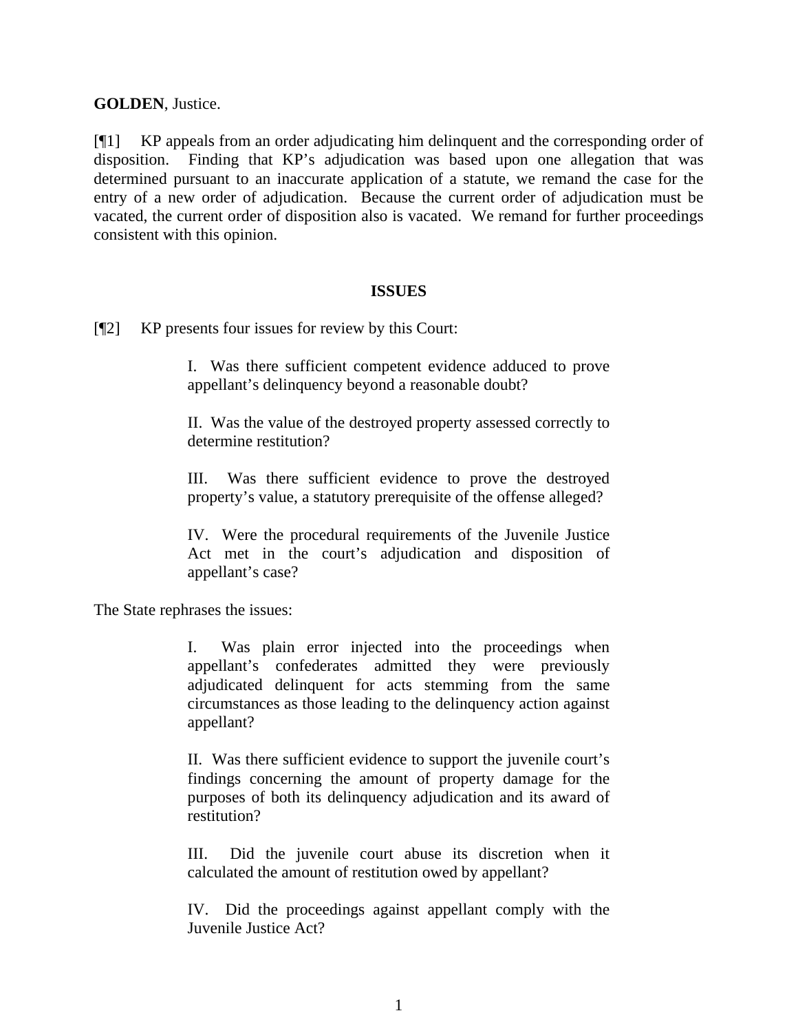**GOLDEN**, Justice.

[¶1] KP appeals from an order adjudicating him delinquent and the corresponding order of disposition. Finding that KP's adjudication was based upon one allegation that was determined pursuant to an inaccurate application of a statute, we remand the case for the entry of a new order of adjudication. Because the current order of adjudication must be vacated, the current order of disposition also is vacated. We remand for further proceedings consistent with this opinion.

## ISSUES

[¶2] KP presents four issues for review by this Court:

> I. Was there sufficient competent evidence adduced to prove appellant's delinquency beyond a reasonable doubt?
>
> II. Was the value of the destroyed property assessed correctly to determine restitution?
>
> III. Was there sufficient evidence to prove the destroyed property's value, a statutory prerequisite of the offense alleged?
>
> IV. Were the procedural requirements of the Juvenile Justice Act met in the court's adjudication and disposition of appellant's case?

The State rephrases the issues:

> I. Was plain error injected into the proceedings when appellant's confederates admitted they were previously adjudicated delinquent for acts stemming from the same circumstances as those leading to the delinquency action against appellant?
>
> II. Was there sufficient evidence to support the juvenile court's findings concerning the amount of property damage for the purposes of both its delinquency adjudication and its award of restitution?
>
> III. Did the juvenile court abuse its discretion when it calculated the amount of restitution owed by appellant?
>
> IV. Did the proceedings against appellant comply with the Juvenile Justice Act?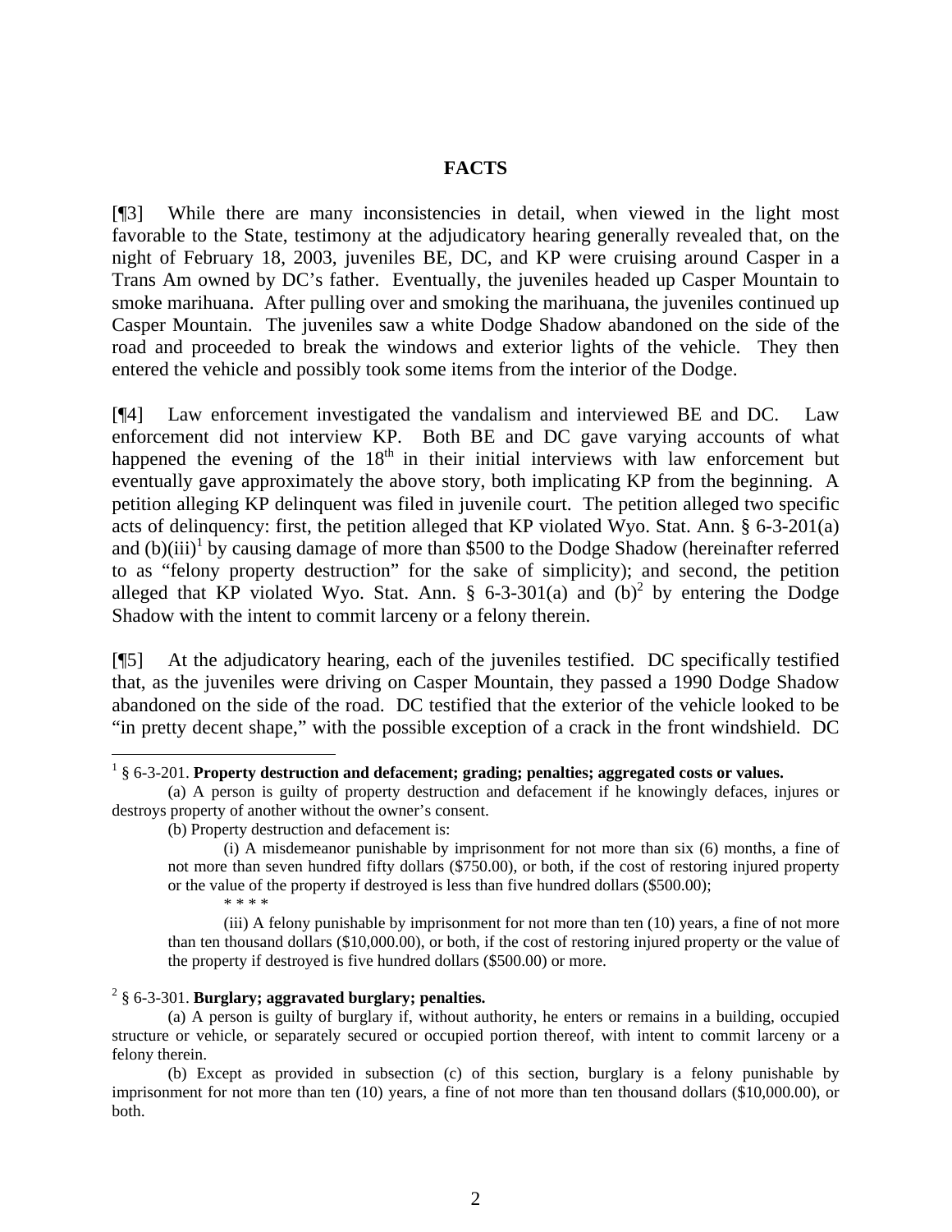## FACTS

[¶3] While there are many inconsistencies in detail, when viewed in the light most favorable to the State, testimony at the adjudicatory hearing generally revealed that, on the night of February 18, 2003, juveniles BE, DC, and KP were cruising around Casper in a Trans Am owned by DC's father. Eventually, the juveniles headed up Casper Mountain to smoke marihuana. After pulling over and smoking the marihuana, the juveniles continued up Casper Mountain. The juveniles saw a white Dodge Shadow abandoned on the side of the road and proceeded to break the windows and exterior lights of the vehicle. They then entered the vehicle and possibly took some items from the interior of the Dodge.

[¶4] Law enforcement investigated the vandalism and interviewed BE and DC. Law enforcement did not interview KP. Both BE and DC gave varying accounts of what happened the evening of the 18th in their initial interviews with law enforcement but eventually gave approximately the above story, both implicating KP from the beginning. A petition alleging KP delinquent was filed in juvenile court. The petition alleged two specific acts of delinquency: first, the petition alleged that KP violated Wyo. Stat. Ann. § 6-3-201(a) and (b)(iii)[1] by causing damage of more than $500 to the Dodge Shadow (hereinafter referred to as "felony property destruction" for the sake of simplicity); and second, the petition alleged that KP violated Wyo. Stat. Ann. § 6-3-301(a) and (b)[2] by entering the Dodge Shadow with the intent to commit larceny or a felony therein.

[¶5] At the adjudicatory hearing, each of the juveniles testified. DC specifically testified that, as the juveniles were driving on Casper Mountain, they passed a 1990 Dodge Shadow abandoned on the side of the road. DC testified that the exterior of the vehicle looked to be "in pretty decent shape," with the possible exception of a crack in the front windshield. DC

---

[1] § 6-3-201. **Property destruction and defacement; grading; penalties; aggregated costs or values.**

(a) A person is guilty of property destruction and defacement if he knowingly defaces, injures or destroys property of another without the owner's consent.

(b) Property destruction and defacement is:

(i) A misdemeanor punishable by imprisonment for not more than six (6) months, a fine of not more than seven hundred fifty dollars ($750.00), or both, if the cost of restoring injured property or the value of the property if destroyed is less than five hundred dollars ($500.00);

* * * *

(iii) A felony punishable by imprisonment for not more than ten (10) years, a fine of not more than ten thousand dollars ($10,000.00), or both, if the cost of restoring injured property or the value of the property if destroyed is five hundred dollars ($500.00) or more.

[2] § 6-3-301. **Burglary; aggravated burglary; penalties.**

(a) A person is guilty of burglary if, without authority, he enters or remains in a building, occupied structure or vehicle, or separately secured or occupied portion thereof, with intent to commit larceny or a felony therein.

(b) Except as provided in subsection (c) of this section, burglary is a felony punishable by imprisonment for not more than ten (10) years, a fine of not more than ten thousand dollars ($10,000.00), or both.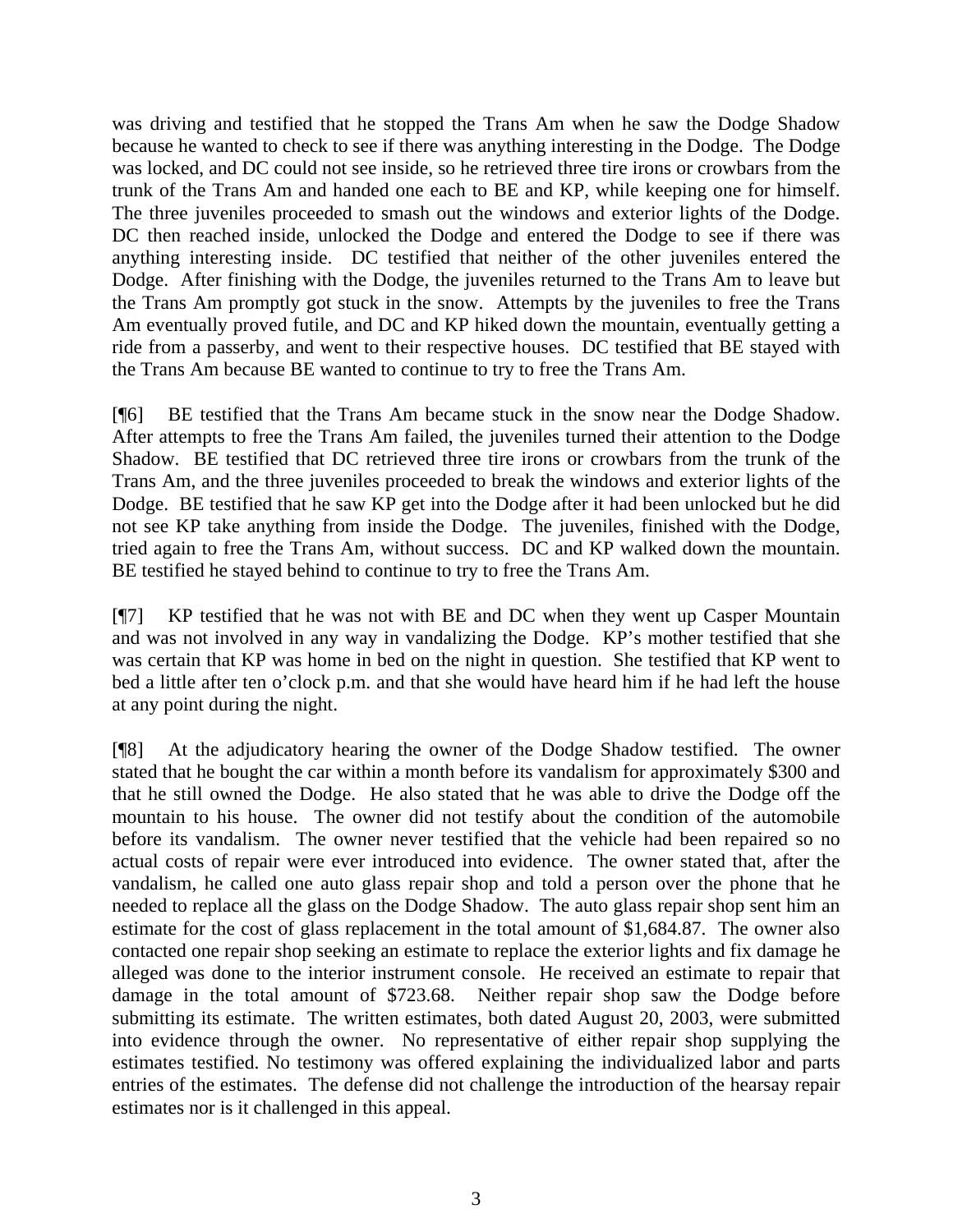was driving and testified that he stopped the Trans Am when he saw the Dodge Shadow because he wanted to check to see if there was anything interesting in the Dodge. The Dodge was locked, and DC could not see inside, so he retrieved three tire irons or crowbars from the trunk of the Trans Am and handed one each to BE and KP, while keeping one for himself. The three juveniles proceeded to smash out the windows and exterior lights of the Dodge. DC then reached inside, unlocked the Dodge and entered the Dodge to see if there was anything interesting inside. DC testified that neither of the other juveniles entered the Dodge. After finishing with the Dodge, the juveniles returned to the Trans Am to leave but the Trans Am promptly got stuck in the snow. Attempts by the juveniles to free the Trans Am eventually proved futile, and DC and KP hiked down the mountain, eventually getting a ride from a passerby, and went to their respective houses. DC testified that BE stayed with the Trans Am because BE wanted to continue to try to free the Trans Am.

[¶6] BE testified that the Trans Am became stuck in the snow near the Dodge Shadow. After attempts to free the Trans Am failed, the juveniles turned their attention to the Dodge Shadow. BE testified that DC retrieved three tire irons or crowbars from the trunk of the Trans Am, and the three juveniles proceeded to break the windows and exterior lights of the Dodge. BE testified that he saw KP get into the Dodge after it had been unlocked but he did not see KP take anything from inside the Dodge. The juveniles, finished with the Dodge, tried again to free the Trans Am, without success. DC and KP walked down the mountain. BE testified he stayed behind to continue to try to free the Trans Am.

[¶7] KP testified that he was not with BE and DC when they went up Casper Mountain and was not involved in any way in vandalizing the Dodge. KP's mother testified that she was certain that KP was home in bed on the night in question. She testified that KP went to bed a little after ten o'clock p.m. and that she would have heard him if he had left the house at any point during the night.

[¶8] At the adjudicatory hearing the owner of the Dodge Shadow testified. The owner stated that he bought the car within a month before its vandalism for approximately $300 and that he still owned the Dodge. He also stated that he was able to drive the Dodge off the mountain to his house. The owner did not testify about the condition of the automobile before its vandalism. The owner never testified that the vehicle had been repaired so no actual costs of repair were ever introduced into evidence. The owner stated that, after the vandalism, he called one auto glass repair shop and told a person over the phone that he needed to replace all the glass on the Dodge Shadow. The auto glass repair shop sent him an estimate for the cost of glass replacement in the total amount of $1,684.87. The owner also contacted one repair shop seeking an estimate to replace the exterior lights and fix damage he alleged was done to the interior instrument console. He received an estimate to repair that damage in the total amount of $723.68. Neither repair shop saw the Dodge before submitting its estimate. The written estimates, both dated August 20, 2003, were submitted into evidence through the owner. No representative of either repair shop supplying the estimates testified. No testimony was offered explaining the individualized labor and parts entries of the estimates. The defense did not challenge the introduction of the hearsay repair estimates nor is it challenged in this appeal.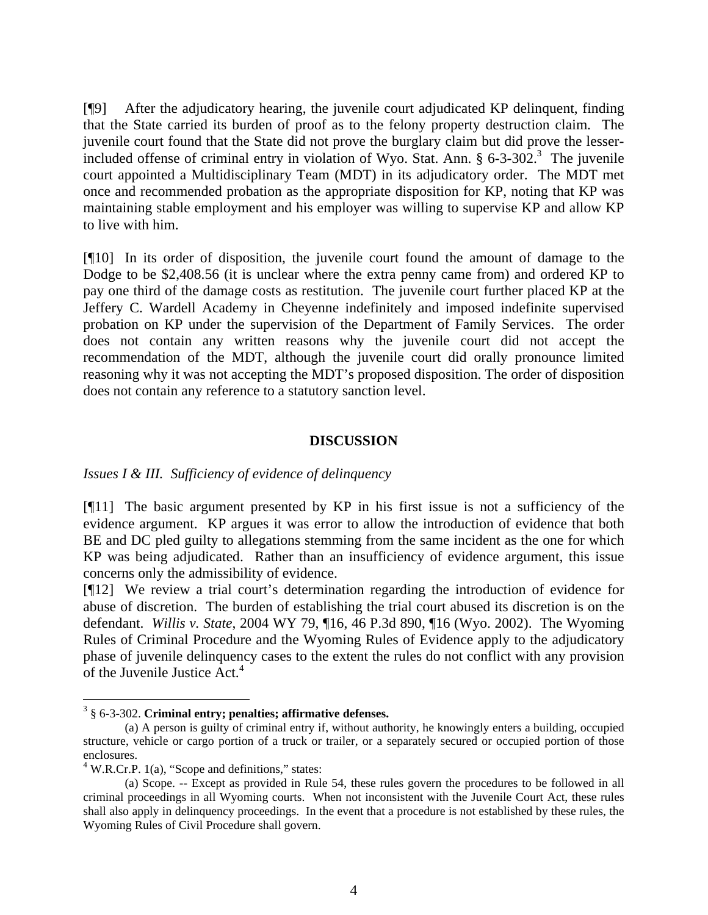[¶9] After the adjudicatory hearing, the juvenile court adjudicated KP delinquent, finding that the State carried its burden of proof as to the felony property destruction claim. The juvenile court found that the State did not prove the burglary claim but did prove the lesser-included offense of criminal entry in violation of Wyo. Stat. Ann. § 6-3-302.[3] The juvenile court appointed a Multidisciplinary Team (MDT) in its adjudicatory order. The MDT met once and recommended probation as the appropriate disposition for KP, noting that KP was maintaining stable employment and his employer was willing to supervise KP and allow KP to live with him.

[¶10] In its order of disposition, the juvenile court found the amount of damage to the Dodge to be $2,408.56 (it is unclear where the extra penny came from) and ordered KP to pay one third of the damage costs as restitution. The juvenile court further placed KP at the Jeffery C. Wardell Academy in Cheyenne indefinitely and imposed indefinite supervised probation on KP under the supervision of the Department of Family Services. The order does not contain any written reasons why the juvenile court did not accept the recommendation of the MDT, although the juvenile court did orally pronounce limited reasoning why it was not accepting the MDT's proposed disposition. The order of disposition does not contain any reference to a statutory sanction level.

## DISCUSSION

*Issues I & III. Sufficiency of evidence of delinquency*

[¶11] The basic argument presented by KP in his first issue is not a sufficiency of the evidence argument. KP argues it was error to allow the introduction of evidence that both BE and DC pled guilty to allegations stemming from the same incident as the one for which KP was being adjudicated. Rather than an insufficiency of evidence argument, this issue concerns only the admissibility of evidence.

[¶12] We review a trial court's determination regarding the introduction of evidence for abuse of discretion. The burden of establishing the trial court abused its discretion is on the defendant. *Willis v. State*, 2004 WY 79, ¶16, 46 P.3d 890, ¶16 (Wyo. 2002). The Wyoming Rules of Criminal Procedure and the Wyoming Rules of Evidence apply to the adjudicatory phase of juvenile delinquency cases to the extent the rules do not conflict with any provision of the Juvenile Justice Act.[4]

---

[3] § 6-3-302. **Criminal entry; penalties; affirmative defenses.**

(a) A person is guilty of criminal entry if, without authority, he knowingly enters a building, occupied structure, vehicle or cargo portion of a truck or trailer, or a separately secured or occupied portion of those enclosures.

[4] W.R.Cr.P. 1(a), "Scope and definitions," states:

(a) Scope. -- Except as provided in Rule 54, these rules govern the procedures to be followed in all criminal proceedings in all Wyoming courts. When not inconsistent with the Juvenile Court Act, these rules shall also apply in delinquency proceedings. In the event that a procedure is not established by these rules, the Wyoming Rules of Civil Procedure shall govern.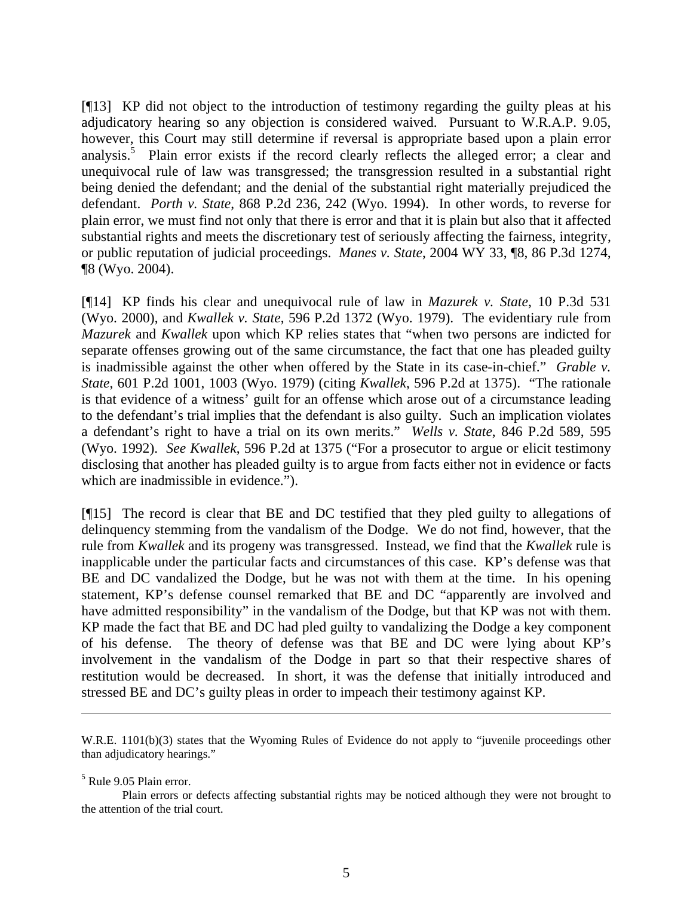[¶13] KP did not object to the introduction of testimony regarding the guilty pleas at his adjudicatory hearing so any objection is considered waived. Pursuant to W.R.A.P. 9.05, however, this Court may still determine if reversal is appropriate based upon a plain error analysis.[5] Plain error exists if the record clearly reflects the alleged error; a clear and unequivocal rule of law was transgressed; the transgression resulted in a substantial right being denied the defendant; and the denial of the substantial right materially prejudiced the defendant. *Porth v. State*, 868 P.2d 236, 242 (Wyo. 1994). In other words, to reverse for plain error, we must find not only that there is error and that it is plain but also that it affected substantial rights and meets the discretionary test of seriously affecting the fairness, integrity, or public reputation of judicial proceedings. *Manes v. State*, 2004 WY 33, ¶8, 86 P.3d 1274, ¶8 (Wyo. 2004).

[¶14] KP finds his clear and unequivocal rule of law in *Mazurek v. State*, 10 P.3d 531 (Wyo. 2000), and *Kwallek v. State*, 596 P.2d 1372 (Wyo. 1979). The evidentiary rule from *Mazurek* and *Kwallek* upon which KP relies states that "when two persons are indicted for separate offenses growing out of the same circumstance, the fact that one has pleaded guilty is inadmissible against the other when offered by the State in its case-in-chief." *Grable v. State*, 601 P.2d 1001, 1003 (Wyo. 1979) (citing *Kwallek*, 596 P.2d at 1375). "The rationale is that evidence of a witness' guilt for an offense which arose out of a circumstance leading to the defendant's trial implies that the defendant is also guilty. Such an implication violates a defendant's right to have a trial on its own merits." *Wells v. State*, 846 P.2d 589, 595 (Wyo. 1992). *See Kwallek*, 596 P.2d at 1375 ("For a prosecutor to argue or elicit testimony disclosing that another has pleaded guilty is to argue from facts either not in evidence or facts which are inadmissible in evidence.").

[¶15] The record is clear that BE and DC testified that they pled guilty to allegations of delinquency stemming from the vandalism of the Dodge. We do not find, however, that the rule from *Kwallek* and its progeny was transgressed. Instead, we find that the *Kwallek* rule is inapplicable under the particular facts and circumstances of this case. KP's defense was that BE and DC vandalized the Dodge, but he was not with them at the time. In his opening statement, KP's defense counsel remarked that BE and DC "apparently are involved and have admitted responsibility" in the vandalism of the Dodge, but that KP was not with them. KP made the fact that BE and DC had pled guilty to vandalizing the Dodge a key component of his defense. The theory of defense was that BE and DC were lying about KP's involvement in the vandalism of the Dodge in part so that their respective shares of restitution would be decreased. In short, it was the defense that initially introduced and stressed BE and DC's guilty pleas in order to impeach their testimony against KP.

---

W.R.E. 1101(b)(3) states that the Wyoming Rules of Evidence do not apply to "juvenile proceedings other than adjudicatory hearings."

[5] Rule 9.05 Plain error.

Plain errors or defects affecting substantial rights may be noticed although they were not brought to the attention of the trial court.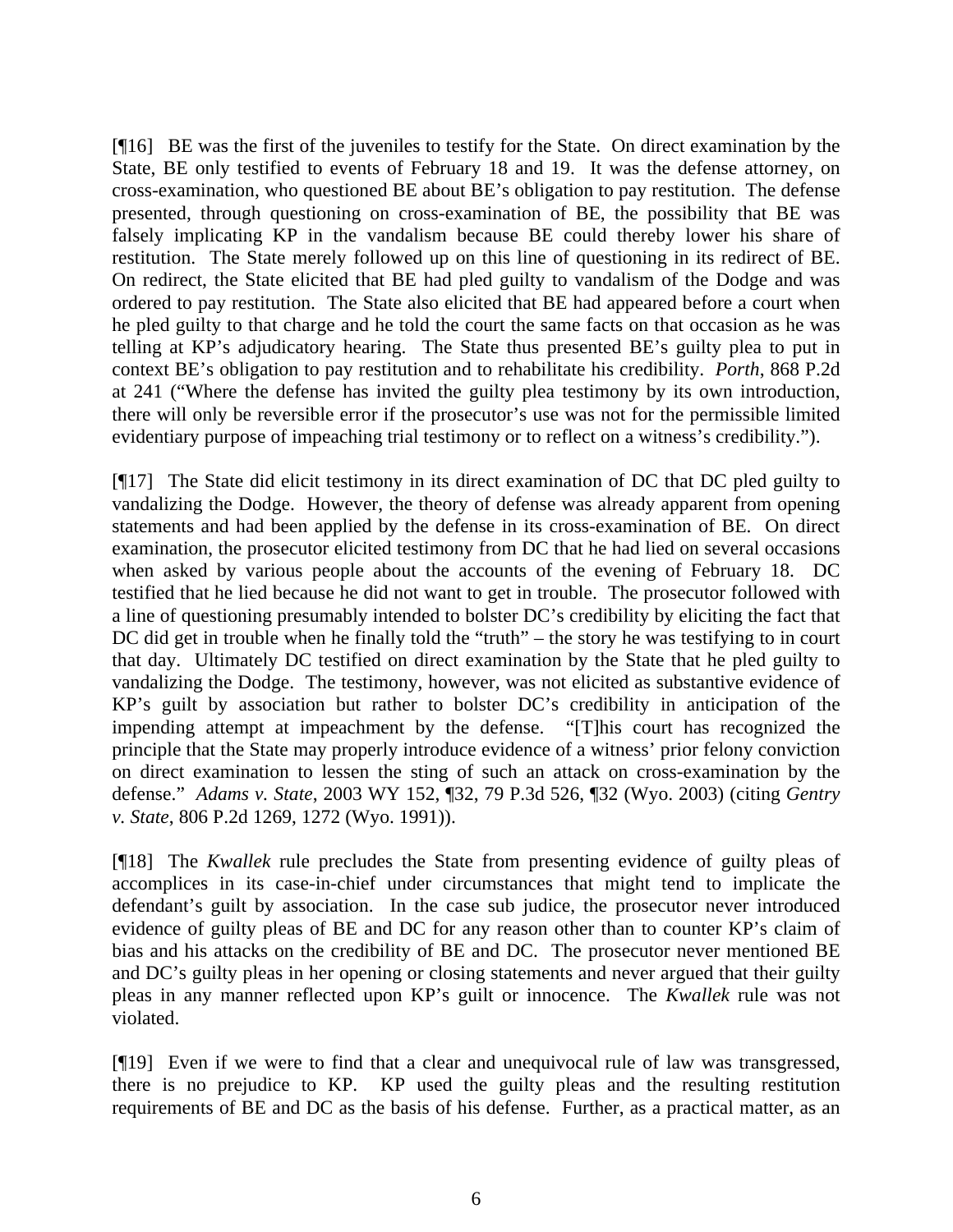[¶16] BE was the first of the juveniles to testify for the State. On direct examination by the State, BE only testified to events of February 18 and 19. It was the defense attorney, on cross-examination, who questioned BE about BE's obligation to pay restitution. The defense presented, through questioning on cross-examination of BE, the possibility that BE was falsely implicating KP in the vandalism because BE could thereby lower his share of restitution. The State merely followed up on this line of questioning in its redirect of BE. On redirect, the State elicited that BE had pled guilty to vandalism of the Dodge and was ordered to pay restitution. The State also elicited that BE had appeared before a court when he pled guilty to that charge and he told the court the same facts on that occasion as he was telling at KP's adjudicatory hearing. The State thus presented BE's guilty plea to put in context BE's obligation to pay restitution and to rehabilitate his credibility. *Porth*, 868 P.2d at 241 ("Where the defense has invited the guilty plea testimony by its own introduction, there will only be reversible error if the prosecutor's use was not for the permissible limited evidentiary purpose of impeaching trial testimony or to reflect on a witness's credibility.").

[¶17] The State did elicit testimony in its direct examination of DC that DC pled guilty to vandalizing the Dodge. However, the theory of defense was already apparent from opening statements and had been applied by the defense in its cross-examination of BE. On direct examination, the prosecutor elicited testimony from DC that he had lied on several occasions when asked by various people about the accounts of the evening of February 18. DC testified that he lied because he did not want to get in trouble. The prosecutor followed with a line of questioning presumably intended to bolster DC's credibility by eliciting the fact that DC did get in trouble when he finally told the "truth" – the story he was testifying to in court that day. Ultimately DC testified on direct examination by the State that he pled guilty to vandalizing the Dodge. The testimony, however, was not elicited as substantive evidence of KP's guilt by association but rather to bolster DC's credibility in anticipation of the impending attempt at impeachment by the defense. "[T]his court has recognized the principle that the State may properly introduce evidence of a witness' prior felony conviction on direct examination to lessen the sting of such an attack on cross-examination by the defense." *Adams v. State*, 2003 WY 152, ¶32, 79 P.3d 526, ¶32 (Wyo. 2003) (citing *Gentry v. State*, 806 P.2d 1269, 1272 (Wyo. 1991)).

[¶18] The *Kwallek* rule precludes the State from presenting evidence of guilty pleas of accomplices in its case-in-chief under circumstances that might tend to implicate the defendant's guilt by association. In the case sub judice, the prosecutor never introduced evidence of guilty pleas of BE and DC for any reason other than to counter KP's claim of bias and his attacks on the credibility of BE and DC. The prosecutor never mentioned BE and DC's guilty pleas in her opening or closing statements and never argued that their guilty pleas in any manner reflected upon KP's guilt or innocence. The *Kwallek* rule was not violated.

[¶19] Even if we were to find that a clear and unequivocal rule of law was transgressed, there is no prejudice to KP. KP used the guilty pleas and the resulting restitution requirements of BE and DC as the basis of his defense. Further, as a practical matter, as an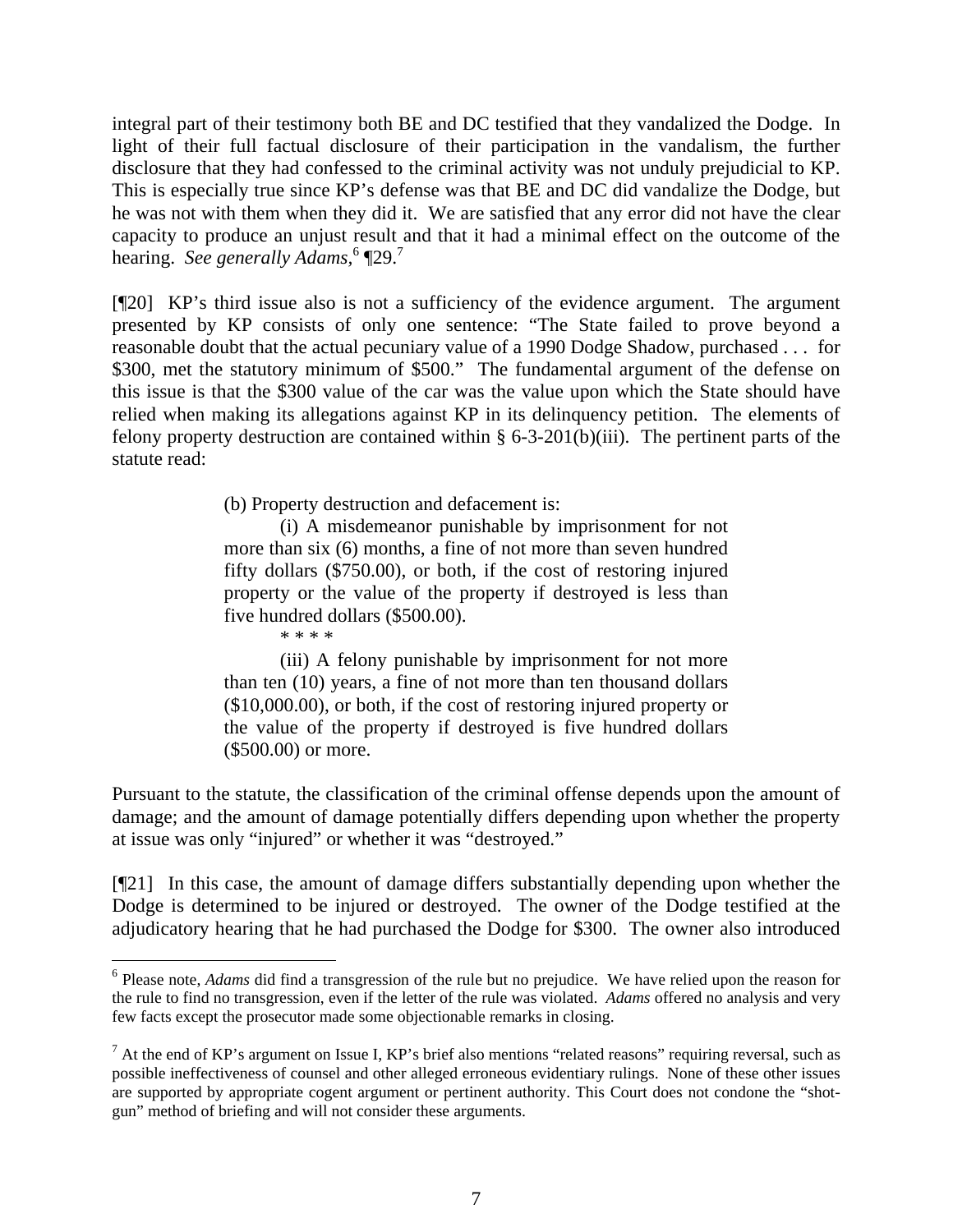integral part of their testimony both BE and DC testified that they vandalized the Dodge. In light of their full factual disclosure of their participation in the vandalism, the further disclosure that they had confessed to the criminal activity was not unduly prejudicial to KP. This is especially true since KP's defense was that BE and DC did vandalize the Dodge, but he was not with them when they did it. We are satisfied that any error did not have the clear capacity to produce an unjust result and that it had a minimal effect on the outcome of the hearing. *See generally Adams*,[6] ¶29.[7]

[¶20] KP's third issue also is not a sufficiency of the evidence argument. The argument presented by KP consists of only one sentence: "The State failed to prove beyond a reasonable doubt that the actual pecuniary value of a 1990 Dodge Shadow, purchased . . . for $300, met the statutory minimum of $500." The fundamental argument of the defense on this issue is that the $300 value of the car was the value upon which the State should have relied when making its allegations against KP in its delinquency petition. The elements of felony property destruction are contained within § 6-3-201(b)(iii). The pertinent parts of the statute read:

> (b) Property destruction and defacement is:
>
> (i) A misdemeanor punishable by imprisonment for not more than six (6) months, a fine of not more than seven hundred fifty dollars ($750.00), or both, if the cost of restoring injured property or the value of the property if destroyed is less than five hundred dollars ($500.00).
>
> * * * *
>
> (iii) A felony punishable by imprisonment for not more than ten (10) years, a fine of not more than ten thousand dollars ($10,000.00), or both, if the cost of restoring injured property or the value of the property if destroyed is five hundred dollars ($500.00) or more.

Pursuant to the statute, the classification of the criminal offense depends upon the amount of damage; and the amount of damage potentially differs depending upon whether the property at issue was only "injured" or whether it was "destroyed."

[¶21] In this case, the amount of damage differs substantially depending upon whether the Dodge is determined to be injured or destroyed. The owner of the Dodge testified at the adjudicatory hearing that he had purchased the Dodge for $300. The owner also introduced

---

[6] Please note, *Adams* did find a transgression of the rule but no prejudice. We have relied upon the reason for the rule to find no transgression, even if the letter of the rule was violated. *Adams* offered no analysis and very few facts except the prosecutor made some objectionable remarks in closing.

[7] At the end of KP's argument on Issue I, KP's brief also mentions "related reasons" requiring reversal, such as possible ineffectiveness of counsel and other alleged erroneous evidentiary rulings. None of these other issues are supported by appropriate cogent argument or pertinent authority. This Court does not condone the "shot-gun" method of briefing and will not consider these arguments.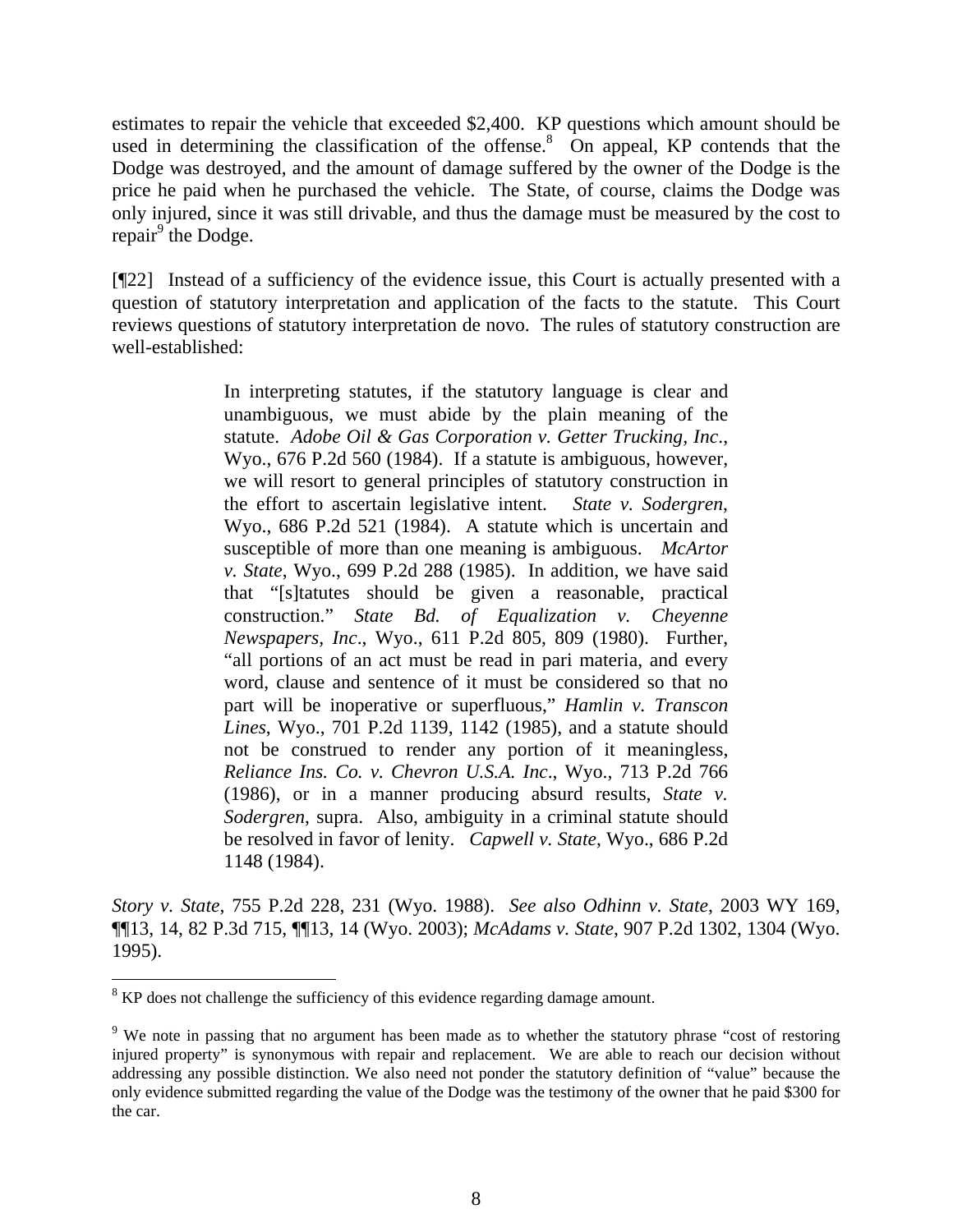estimates to repair the vehicle that exceeded $2,400. KP questions which amount should be used in determining the classification of the offense.[8] On appeal, KP contends that the Dodge was destroyed, and the amount of damage suffered by the owner of the Dodge is the price he paid when he purchased the vehicle. The State, of course, claims the Dodge was only injured, since it was still drivable, and thus the damage must be measured by the cost to repair[9] the Dodge.

[¶22] Instead of a sufficiency of the evidence issue, this Court is actually presented with a question of statutory interpretation and application of the facts to the statute. This Court reviews questions of statutory interpretation de novo. The rules of statutory construction are well-established:

> In interpreting statutes, if the statutory language is clear and unambiguous, we must abide by the plain meaning of the statute. *Adobe Oil & Gas Corporation v. Getter Trucking, Inc*., Wyo., 676 P.2d 560 (1984). If a statute is ambiguous, however, we will resort to general principles of statutory construction in the effort to ascertain legislative intent. *State v. Sodergren*, Wyo., 686 P.2d 521 (1984). A statute which is uncertain and susceptible of more than one meaning is ambiguous. *McArtor v. State*, Wyo., 699 P.2d 288 (1985). In addition, we have said that "[s]tatutes should be given a reasonable, practical construction." *State Bd. of Equalization v. Cheyenne Newspapers, Inc*., Wyo., 611 P.2d 805, 809 (1980). Further, "all portions of an act must be read in pari materia, and every word, clause and sentence of it must be considered so that no part will be inoperative or superfluous," *Hamlin v. Transcon Lines*, Wyo., 701 P.2d 1139, 1142 (1985), and a statute should not be construed to render any portion of it meaningless, *Reliance Ins. Co. v. Chevron U.S.A. Inc*., Wyo., 713 P.2d 766 (1986), or in a manner producing absurd results, *State v. Sodergren*, supra. Also, ambiguity in a criminal statute should be resolved in favor of lenity. *Capwell v. State*, Wyo., 686 P.2d 1148 (1984).

*Story v. State*, 755 P.2d 228, 231 (Wyo. 1988). *See also Odhinn v. State*, 2003 WY 169, ¶¶13, 14, 82 P.3d 715, ¶¶13, 14 (Wyo. 2003); *McAdams v. State*, 907 P.2d 1302, 1304 (Wyo. 1995).

---

[8] KP does not challenge the sufficiency of this evidence regarding damage amount.

[9] We note in passing that no argument has been made as to whether the statutory phrase "cost of restoring injured property" is synonymous with repair and replacement. We are able to reach our decision without addressing any possible distinction. We also need not ponder the statutory definition of "value" because the only evidence submitted regarding the value of the Dodge was the testimony of the owner that he paid $300 for the car.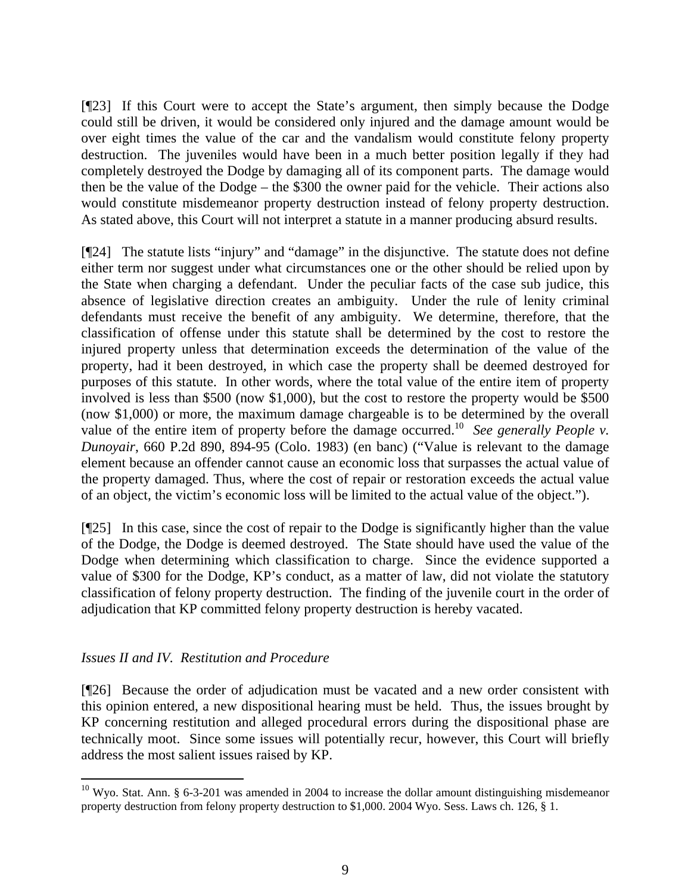[¶23] If this Court were to accept the State's argument, then simply because the Dodge could still be driven, it would be considered only injured and the damage amount would be over eight times the value of the car and the vandalism would constitute felony property destruction. The juveniles would have been in a much better position legally if they had completely destroyed the Dodge by damaging all of its component parts. The damage would then be the value of the Dodge – the $300 the owner paid for the vehicle. Their actions also would constitute misdemeanor property destruction instead of felony property destruction. As stated above, this Court will not interpret a statute in a manner producing absurd results.

[¶24] The statute lists "injury" and "damage" in the disjunctive. The statute does not define either term nor suggest under what circumstances one or the other should be relied upon by the State when charging a defendant. Under the peculiar facts of the case sub judice, this absence of legislative direction creates an ambiguity. Under the rule of lenity criminal defendants must receive the benefit of any ambiguity. We determine, therefore, that the classification of offense under this statute shall be determined by the cost to restore the injured property unless that determination exceeds the determination of the value of the property, had it been destroyed, in which case the property shall be deemed destroyed for purposes of this statute. In other words, where the total value of the entire item of property involved is less than $500 (now $1,000), but the cost to restore the property would be $500 (now $1,000) or more, the maximum damage chargeable is to be determined by the overall value of the entire item of property before the damage occurred.[10] *See generally People v. Dunoyair*, 660 P.2d 890, 894-95 (Colo. 1983) (en banc) ("Value is relevant to the damage element because an offender cannot cause an economic loss that surpasses the actual value of the property damaged. Thus, where the cost of repair or restoration exceeds the actual value of an object, the victim's economic loss will be limited to the actual value of the object.").

[¶25] In this case, since the cost of repair to the Dodge is significantly higher than the value of the Dodge, the Dodge is deemed destroyed. The State should have used the value of the Dodge when determining which classification to charge. Since the evidence supported a value of $300 for the Dodge, KP's conduct, as a matter of law, did not violate the statutory classification of felony property destruction. The finding of the juvenile court in the order of adjudication that KP committed felony property destruction is hereby vacated.

*Issues II and IV. Restitution and Procedure*

[¶26] Because the order of adjudication must be vacated and a new order consistent with this opinion entered, a new dispositional hearing must be held. Thus, the issues brought by KP concerning restitution and alleged procedural errors during the dispositional phase are technically moot. Since some issues will potentially recur, however, this Court will briefly address the most salient issues raised by KP.

---

[10] Wyo. Stat. Ann. § 6-3-201 was amended in 2004 to increase the dollar amount distinguishing misdemeanor property destruction from felony property destruction to $1,000. 2004 Wyo. Sess. Laws ch. 126, § 1.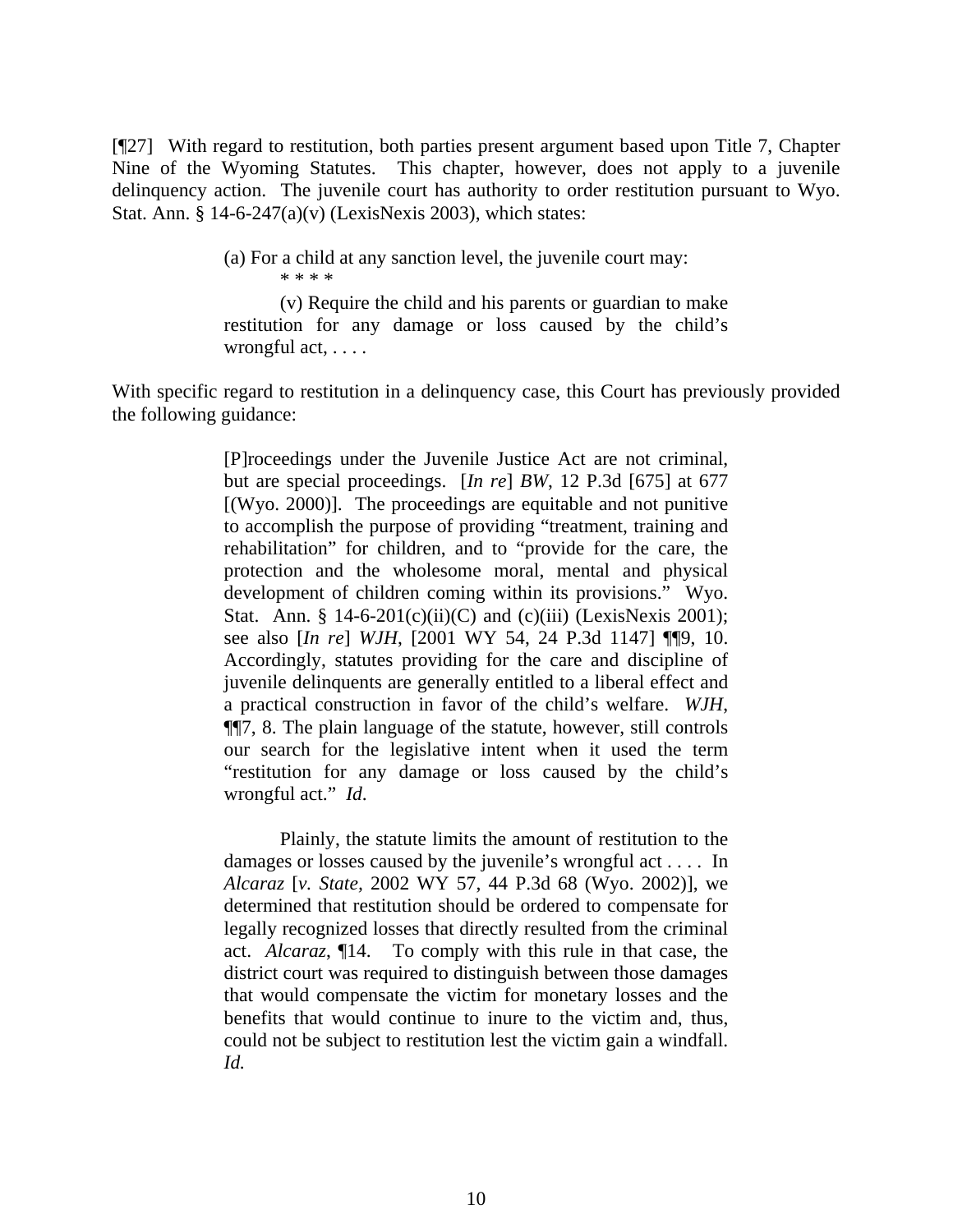[¶27] With regard to restitution, both parties present argument based upon Title 7, Chapter Nine of the Wyoming Statutes. This chapter, however, does not apply to a juvenile delinquency action. The juvenile court has authority to order restitution pursuant to Wyo. Stat. Ann. § 14-6-247(a)(v) (LexisNexis 2003), which states:

> (a) For a child at any sanction level, the juvenile court may:
>
> * * * *
>
> (v) Require the child and his parents or guardian to make restitution for any damage or loss caused by the child's wrongful act, . . . .

With specific regard to restitution in a delinquency case, this Court has previously provided the following guidance:

> [P]roceedings under the Juvenile Justice Act are not criminal, but are special proceedings. [*In re*] *BW*, 12 P.3d [675] at 677 [(Wyo. 2000)]. The proceedings are equitable and not punitive to accomplish the purpose of providing "treatment, training and rehabilitation" for children, and to "provide for the care, the protection and the wholesome moral, mental and physical development of children coming within its provisions." Wyo. Stat. Ann. § 14-6-201(c)(ii)(C) and (c)(iii) (LexisNexis 2001); see also [*In re*] *WJH*, [2001 WY 54, 24 P.3d 1147] ¶¶9, 10. Accordingly, statutes providing for the care and discipline of juvenile delinquents are generally entitled to a liberal effect and a practical construction in favor of the child's welfare. *WJH*, ¶¶7, 8. The plain language of the statute, however, still controls our search for the legislative intent when it used the term "restitution for any damage or loss caused by the child's wrongful act." *Id*.
>
> Plainly, the statute limits the amount of restitution to the damages or losses caused by the juvenile's wrongful act . . . . In *Alcaraz* [*v. State,* 2002 WY 57, 44 P.3d 68 (Wyo. 2002)], we determined that restitution should be ordered to compensate for legally recognized losses that directly resulted from the criminal act. *Alcaraz*, ¶14. To comply with this rule in that case, the district court was required to distinguish between those damages that would compensate the victim for monetary losses and the benefits that would continue to inure to the victim and, thus, could not be subject to restitution lest the victim gain a windfall. *Id.*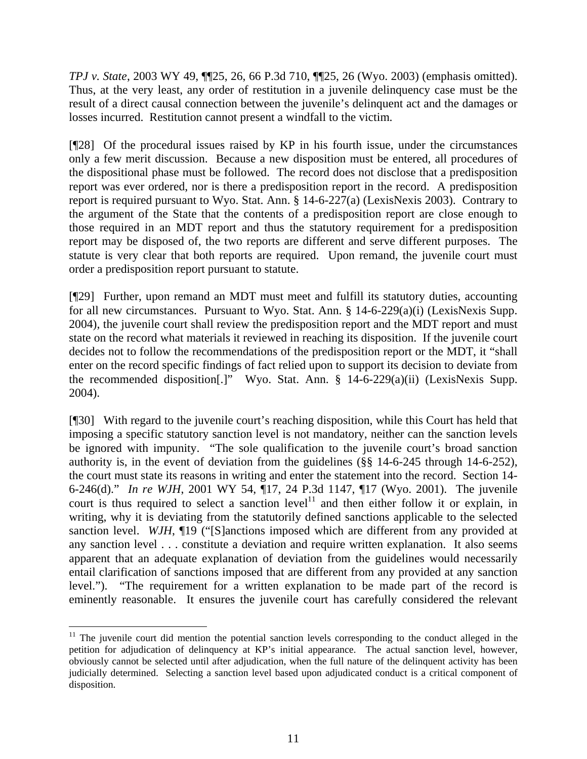*TPJ v. State*, 2003 WY 49, ¶¶25, 26, 66 P.3d 710, ¶¶25, 26 (Wyo. 2003) (emphasis omitted). Thus, at the very least, any order of restitution in a juvenile delinquency case must be the result of a direct causal connection between the juvenile's delinquent act and the damages or losses incurred. Restitution cannot present a windfall to the victim.

[¶28] Of the procedural issues raised by KP in his fourth issue, under the circumstances only a few merit discussion. Because a new disposition must be entered, all procedures of the dispositional phase must be followed. The record does not disclose that a predisposition report was ever ordered, nor is there a predisposition report in the record. A predisposition report is required pursuant to Wyo. Stat. Ann. § 14-6-227(a) (LexisNexis 2003). Contrary to the argument of the State that the contents of a predisposition report are close enough to those required in an MDT report and thus the statutory requirement for a predisposition report may be disposed of, the two reports are different and serve different purposes. The statute is very clear that both reports are required. Upon remand, the juvenile court must order a predisposition report pursuant to statute.

[¶29] Further, upon remand an MDT must meet and fulfill its statutory duties, accounting for all new circumstances. Pursuant to Wyo. Stat. Ann. § 14-6-229(a)(i) (LexisNexis Supp. 2004), the juvenile court shall review the predisposition report and the MDT report and must state on the record what materials it reviewed in reaching its disposition. If the juvenile court decides not to follow the recommendations of the predisposition report or the MDT, it "shall enter on the record specific findings of fact relied upon to support its decision to deviate from the recommended disposition[.]" Wyo. Stat. Ann. § 14-6-229(a)(ii) (LexisNexis Supp. 2004).

[¶30] With regard to the juvenile court's reaching disposition, while this Court has held that imposing a specific statutory sanction level is not mandatory, neither can the sanction levels be ignored with impunity. "The sole qualification to the juvenile court's broad sanction authority is, in the event of deviation from the guidelines (§§ 14-6-245 through 14-6-252), the court must state its reasons in writing and enter the statement into the record. Section 14-6-246(d)." *In re WJH*, 2001 WY 54, ¶17, 24 P.3d 1147, ¶17 (Wyo. 2001). The juvenile court is thus required to select a sanction level[11] and then either follow it or explain, in writing, why it is deviating from the statutorily defined sanctions applicable to the selected sanction level. *WJH*, ¶19 ("[S]anctions imposed which are different from any provided at any sanction level . . . constitute a deviation and require written explanation. It also seems apparent that an adequate explanation of deviation from the guidelines would necessarily entail clarification of sanctions imposed that are different from any provided at any sanction level."). "The requirement for a written explanation to be made part of the record is eminently reasonable. It ensures the juvenile court has carefully considered the relevant

[11] The juvenile court did mention the potential sanction levels corresponding to the conduct alleged in the petition for adjudication of delinquency at KP's initial appearance. The actual sanction level, however, obviously cannot be selected until after adjudication, when the full nature of the delinquent activity has been judicially determined. Selecting a sanction level based upon adjudicated conduct is a critical component of disposition.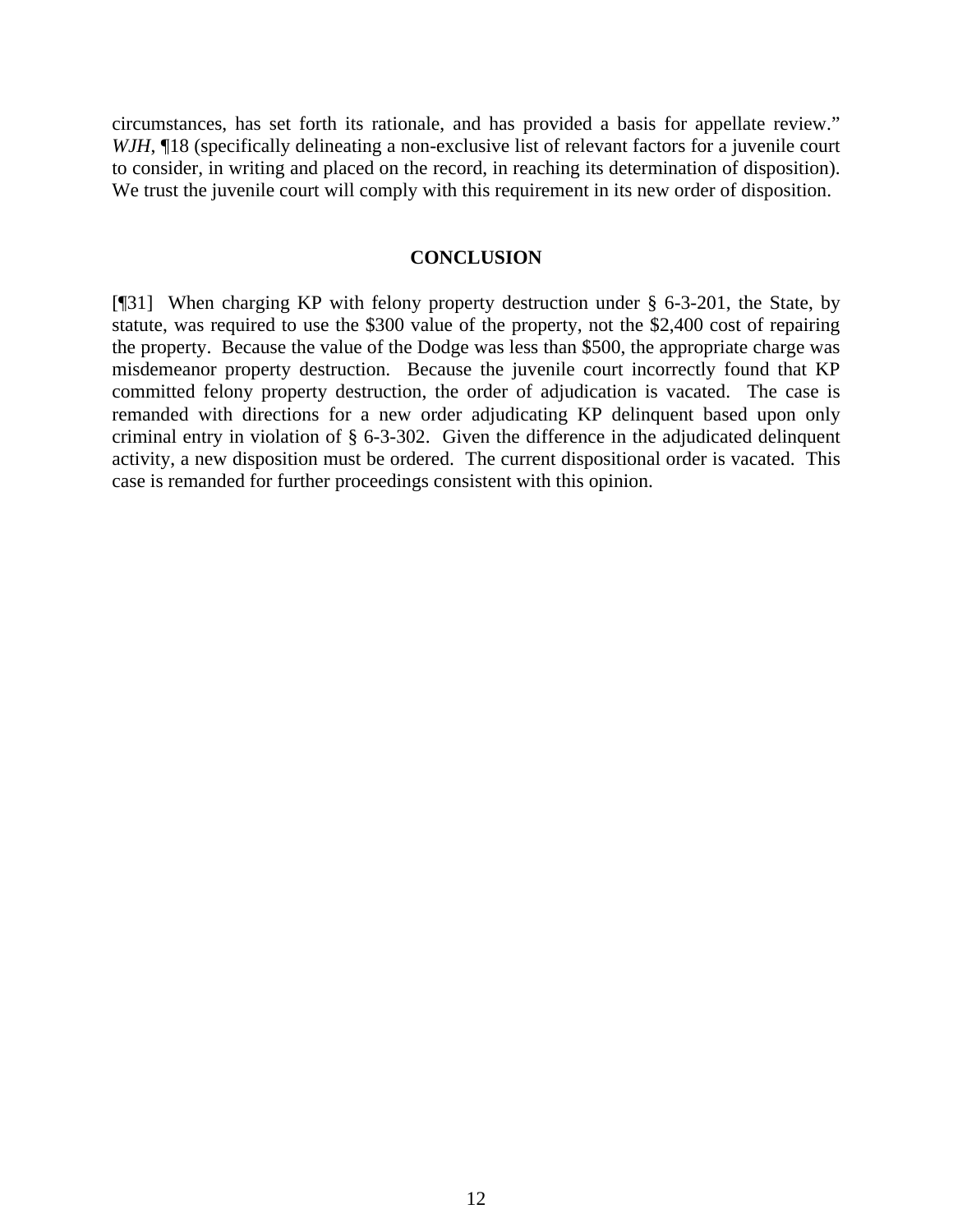circumstances, has set forth its rationale, and has provided a basis for appellate review." *WJH*, ¶18 (specifically delineating a non-exclusive list of relevant factors for a juvenile court to consider, in writing and placed on the record, in reaching its determination of disposition). We trust the juvenile court will comply with this requirement in its new order of disposition.

## CONCLUSION

[¶31] When charging KP with felony property destruction under § 6-3-201, the State, by statute, was required to use the $300 value of the property, not the $2,400 cost of repairing the property. Because the value of the Dodge was less than $500, the appropriate charge was misdemeanor property destruction. Because the juvenile court incorrectly found that KP committed felony property destruction, the order of adjudication is vacated. The case is remanded with directions for a new order adjudicating KP delinquent based upon only criminal entry in violation of § 6-3-302. Given the difference in the adjudicated delinquent activity, a new disposition must be ordered. The current dispositional order is vacated. This case is remanded for further proceedings consistent with this opinion.